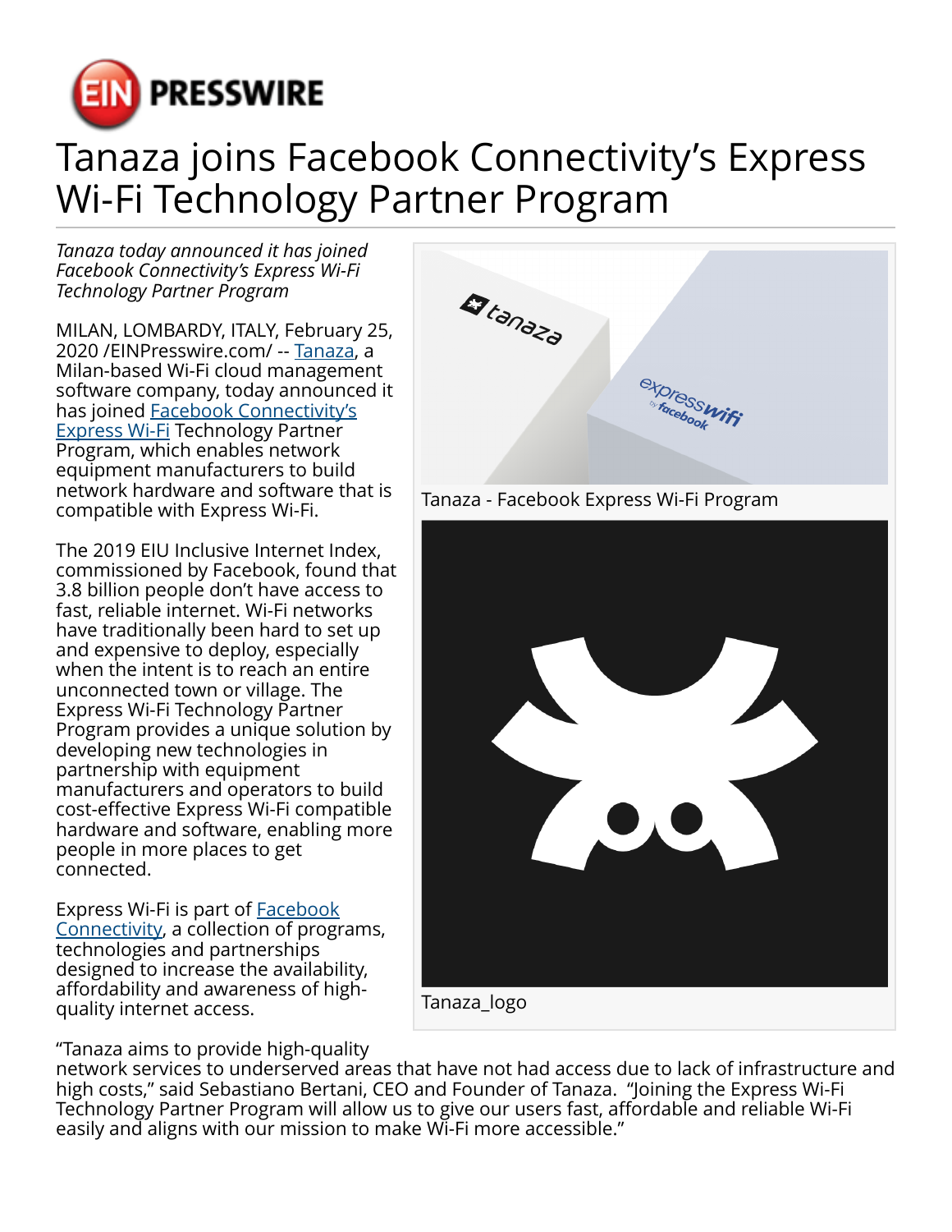# Tanaza joins Facebook Connectivity's Express Wi-Fi Technology Partner Program

*Tanaza today announced it has joined Facebook Connectivity's Express Wi-Fi Technology Partner Program*

MILAN, LOMBARDY, ITALY, February 25, 2020 /EINPresswire.com/ -- Tanaza, a Milan-based Wi-Fi cloud management software company, today announced it has joined Facebook Connectivity's Express Wi-Fi Technology Partner Program, which enables network equipment manufacturers to build network hardware and software that is compatible with Express Wi-Fi.

The 2019 EIU Inclusive Internet Index, commissioned by Facebook, found that 3.8 billion people don't have access to fast, reliable internet. Wi-Fi networks have traditionally been hard to set up and expensive to deploy, especially when the intent is to reach an entire unconnected town or village. The Express Wi-Fi Technology Partner Program provides a unique solution by developing new technologies in partnership with equipment manufacturers and operators to build cost-effective Express Wi-Fi compatible hardware and software, enabling more people in more places to get connected.

Express Wi-Fi is part of Facebook Connectivity, a collection of programs, technologies and partnerships designed to increase the availability, affordability and awareness of high-quality internet access.

Tanaza - Facebook Express Wi-Fi Program

Tanaza_logo

"Tanaza aims to provide high-quality network services to underserved areas that have not had access due to lack of infrastructure and high costs," said Sebastiano Bertani, CEO and Founder of Tanaza. "Joining the Express Wi-Fi Technology Partner Program will allow us to give our users fast, affordable and reliable Wi-Fi easily and aligns with our mission to make Wi-Fi more accessible."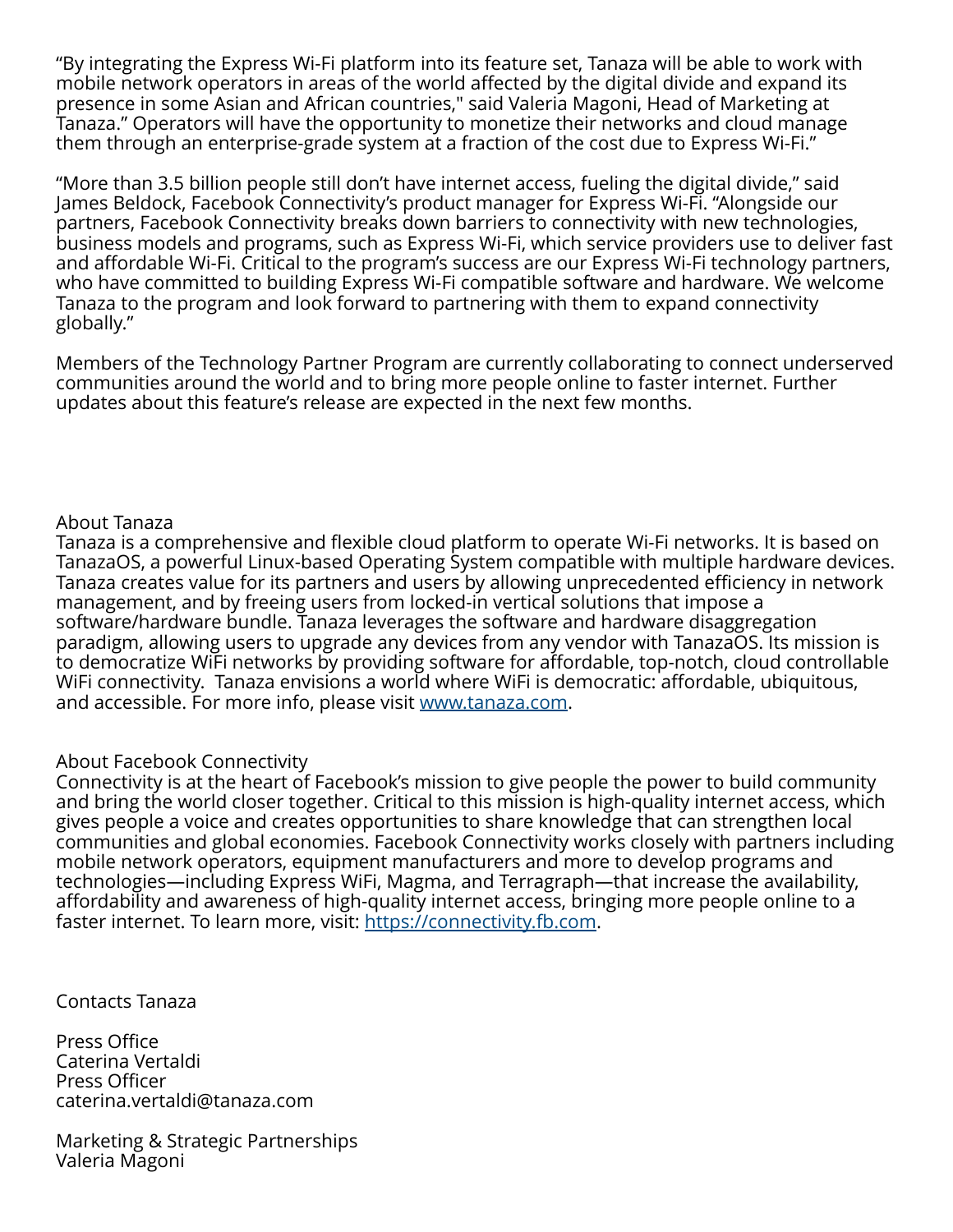“By integrating the Express Wi-Fi platform into its feature set, Tanaza will be able to work with mobile network operators in areas of the world affected by the digital divide and expand its presence in some Asian and African countries," said Valeria Magoni, Head of Marketing at Tanaza.” Operators will have the opportunity to monetize their networks and cloud manage them through an enterprise-grade system at a fraction of the cost due to Express Wi-Fi.”

“More than 3.5 billion people still don’t have internet access, fueling the digital divide,” said James Beldock, Facebook Connectivity’s product manager for Express Wi-Fi. “Alongside our partners, Facebook Connectivity breaks down barriers to connectivity with new technologies, business models and programs, such as Express Wi-Fi, which service providers use to deliver fast and affordable Wi-Fi. Critical to the program’s success are our Express Wi-Fi technology partners, who have committed to building Express Wi-Fi compatible software and hardware. We welcome Tanaza to the program and look forward to partnering with them to expand connectivity globally.”

Members of the Technology Partner Program are currently collaborating to connect underserved communities around the world and to bring more people online to faster internet. Further updates about this feature’s release are expected in the next few months.

About Tanaza
Tanaza is a comprehensive and flexible cloud platform to operate Wi-Fi networks. It is based on TanazaOS, a powerful Linux-based Operating System compatible with multiple hardware devices. Tanaza creates value for its partners and users by allowing unprecedented efficiency in network management, and by freeing users from locked-in vertical solutions that impose a software/hardware bundle. Tanaza leverages the software and hardware disaggregation paradigm, allowing users to upgrade any devices from any vendor with TanazaOS. Its mission is to democratize WiFi networks by providing software for affordable, top-notch, cloud controllable WiFi connectivity. Tanaza envisions a world where WiFi is democratic: affordable, ubiquitous, and accessible. For more info, please visit [www.tanaza.com](www.tanaza.com).

About Facebook Connectivity
Connectivity is at the heart of Facebook’s mission to give people the power to build community and bring the world closer together. Critical to this mission is high-quality internet access, which gives people a voice and creates opportunities to share knowledge that can strengthen local communities and global economies. Facebook Connectivity works closely with partners including mobile network operators, equipment manufacturers and more to develop programs and technologies—including Express WiFi, Magma, and Terragraph—that increase the availability, affordability and awareness of high-quality internet access, bringing more people online to a faster internet. To learn more, visit: [https://connectivity.fb.com](https://connectivity.fb.com).

Contacts Tanaza

Press Office
Caterina Vertaldi
Press Officer
caterina.vertaldi@tanaza.com

Marketing & Strategic Partnerships
Valeria Magoni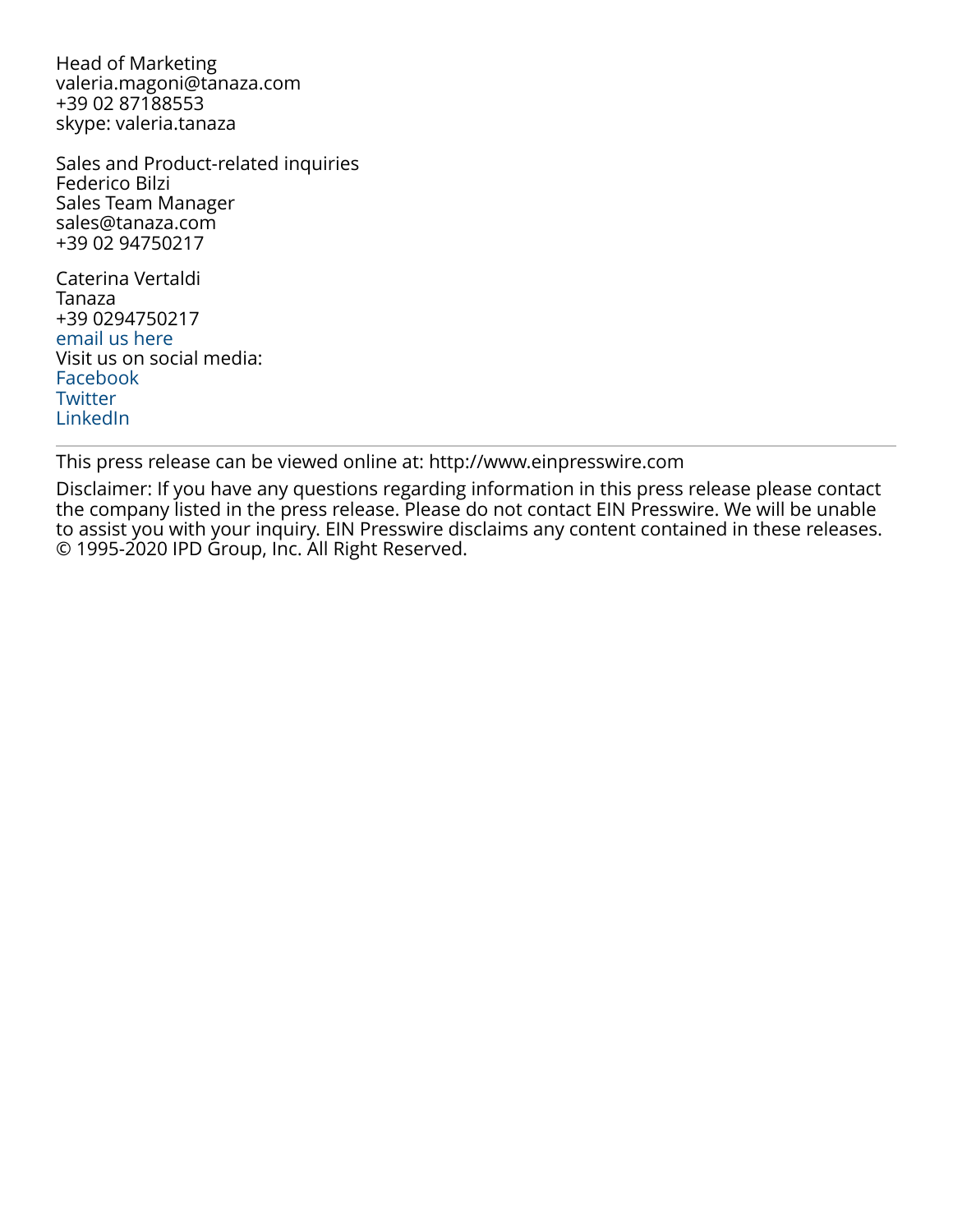Head of Marketing
valeria.magoni@tanaza.com
+39 02 87188553
skype: valeria.tanaza

Sales and Product-related inquiries
Federico Bilzi
Sales Team Manager
sales@tanaza.com
+39 02 94750217

Caterina Vertaldi
Tanaza
+39 0294750217
email us here
Visit us on social media:
Facebook
Twitter
LinkedIn

---

This press release can be viewed online at: http://www.einpresswire.com

Disclaimer: If you have any questions regarding information in this press release please contact the company listed in the press release. Please do not contact EIN Presswire. We will be unable to assist you with your inquiry. EIN Presswire disclaims any content contained in these releases. © 1995-2020 IPD Group, Inc. All Right Reserved.